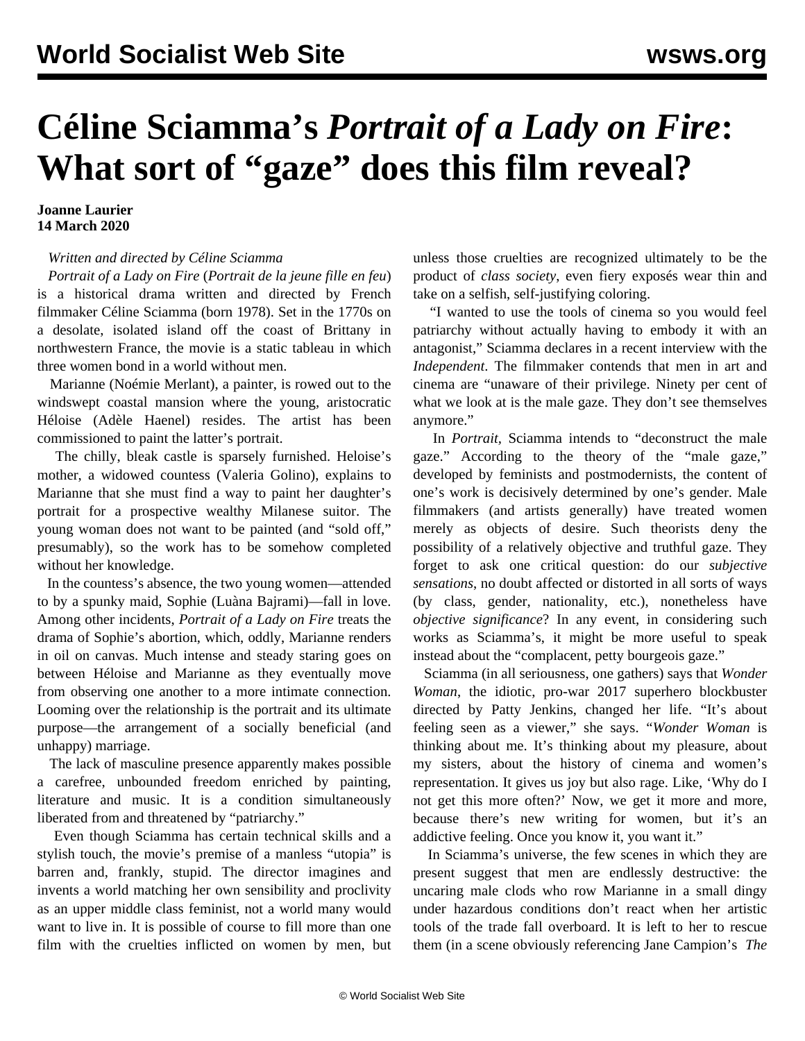# Céline Sciamma's *Portrait of a Lady on Fire*: What sort of "gaze" does this film reveal?

**Joanne Laurier**
**14 March 2020**

*Written and directed by Céline Sciamma*

*Portrait of a Lady on Fire* (*Portrait de la jeune fille en feu*) is a historical drama written and directed by French filmmaker Céline Sciamma (born 1978). Set in the 1770s on a desolate, isolated island off the coast of Brittany in northwestern France, the movie is a static tableau in which three women bond in a world without men.

Marianne (Noémie Merlant), a painter, is rowed out to the windswept coastal mansion where the young, aristocratic Héloise (Adèle Haenel) resides. The artist has been commissioned to paint the latter's portrait.

The chilly, bleak castle is sparsely furnished. Heloise's mother, a widowed countess (Valeria Golino), explains to Marianne that she must find a way to paint her daughter's portrait for a prospective wealthy Milanese suitor. The young woman does not want to be painted (and "sold off," presumably), so the work has to be somehow completed without her knowledge.

In the countess's absence, the two young women—attended to by a spunky maid, Sophie (Luàna Bajrami)—fall in love. Among other incidents, *Portrait of a Lady on Fire* treats the drama of Sophie's abortion, which, oddly, Marianne renders in oil on canvas. Much intense and steady staring goes on between Héloise and Marianne as they eventually move from observing one another to a more intimate connection. Looming over the relationship is the portrait and its ultimate purpose—the arrangement of a socially beneficial (and unhappy) marriage.

The lack of masculine presence apparently makes possible a carefree, unbounded freedom enriched by painting, literature and music. It is a condition simultaneously liberated from and threatened by "patriarchy."

Even though Sciamma has certain technical skills and a stylish touch, the movie's premise of a manless "utopia" is barren and, frankly, stupid. The director imagines and invents a world matching her own sensibility and proclivity as an upper middle class feminist, not a world many would want to live in. It is possible of course to fill more than one film with the cruelties inflicted on women by men, but unless those cruelties are recognized ultimately to be the product of *class society*, even fiery exposés wear thin and take on a selfish, self-justifying coloring.

"I wanted to use the tools of cinema so you would feel patriarchy without actually having to embody it with an antagonist," Sciamma declares in a recent interview with the *Independent*. The filmmaker contends that men in art and cinema are "unaware of their privilege. Ninety per cent of what we look at is the male gaze. They don't see themselves anymore."

In *Portrait,* Sciamma intends to "deconstruct the male gaze." According to the theory of the "male gaze," developed by feminists and postmodernists, the content of one's work is decisively determined by one's gender. Male filmmakers (and artists generally) have treated women merely as objects of desire. Such theorists deny the possibility of a relatively objective and truthful gaze. They forget to ask one critical question: do our *subjective sensations*, no doubt affected or distorted in all sorts of ways (by class, gender, nationality, etc.), nonetheless have *objective significance*? In any event, in considering such works as Sciamma's, it might be more useful to speak instead about the "complacent, petty bourgeois gaze."

Sciamma (in all seriousness, one gathers) says that *Wonder Woman*, the idiotic, pro-war 2017 superhero blockbuster directed by Patty Jenkins, changed her life. "It's about feeling seen as a viewer," she says. "*Wonder Woman* is thinking about me. It's thinking about my pleasure, about my sisters, about the history of cinema and women's representation. It gives us joy but also rage. Like, 'Why do I not get this more often?' Now, we get it more and more, because there's new writing for women, but it's an addictive feeling. Once you know it, you want it."

In Sciamma's universe, the few scenes in which they are present suggest that men are endlessly destructive: the uncaring male clods who row Marianne in a small dingy under hazardous conditions don't react when her artistic tools of the trade fall overboard. It is left to her to rescue them (in a scene obviously referencing Jane Campion's *The*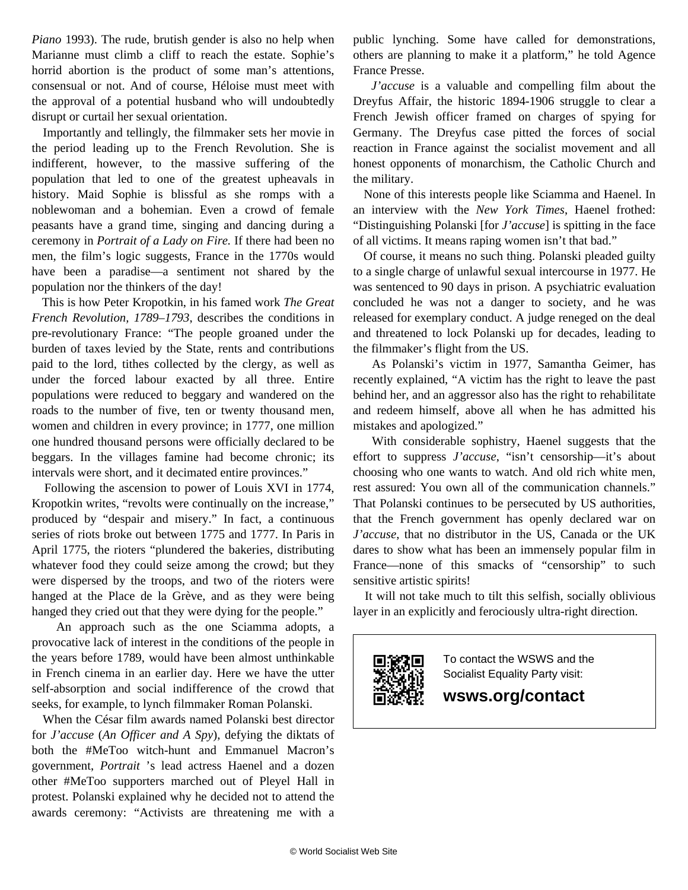*Piano* 1993). The rude, brutish gender is also no help when Marianne must climb a cliff to reach the estate. Sophie's horrid abortion is the product of some man's attentions, consensual or not. And of course, Héloise must meet with the approval of a potential husband who will undoubtedly disrupt or curtail her sexual orientation.

Importantly and tellingly, the filmmaker sets her movie in the period leading up to the French Revolution. She is indifferent, however, to the massive suffering of the population that led to one of the greatest upheavals in history. Maid Sophie is blissful as she romps with a noblewoman and a bohemian. Even a crowd of female peasants have a grand time, singing and dancing during a ceremony in *Portrait of a Lady on Fire.* If there had been no men, the film's logic suggests, France in the 1770s would have been a paradise—a sentiment not shared by the population nor the thinkers of the day!

This is how Peter Kropotkin, in his famed work *The Great French Revolution, 1789–1793*, describes the conditions in pre-revolutionary France: "The people groaned under the burden of taxes levied by the State, rents and contributions paid to the lord, tithes collected by the clergy, as well as under the forced labour exacted by all three. Entire populations were reduced to beggary and wandered on the roads to the number of five, ten or twenty thousand men, women and children in every province; in 1777, one million one hundred thousand persons were officially declared to be beggars. In the villages famine had become chronic; its intervals were short, and it decimated entire provinces."

Following the ascension to power of Louis XVI in 1774, Kropotkin writes, "revolts were continually on the increase," produced by "despair and misery." In fact, a continuous series of riots broke out between 1775 and 1777. In Paris in April 1775, the rioters "plundered the bakeries, distributing whatever food they could seize among the crowd; but they were dispersed by the troops, and two of the rioters were hanged at the Place de la Grève, and as they were being hanged they cried out that they were dying for the people."

An approach such as the one Sciamma adopts, a provocative lack of interest in the conditions of the people in the years before 1789, would have been almost unthinkable in French cinema in an earlier day. Here we have the utter self-absorption and social indifference of the crowd that seeks, for example, to lynch filmmaker Roman Polanski.

When the César film awards named Polanski best director for *J'accuse* (*An Officer and A Spy*), defying the diktats of both the #MeToo witch-hunt and Emmanuel Macron's government, *Portrait* 's lead actress Haenel and a dozen other #MeToo supporters marched out of Pleyel Hall in protest. Polanski explained why he decided not to attend the awards ceremony: "Activists are threatening me with a public lynching. Some have called for demonstrations, others are planning to make it a platform," he told Agence France Presse.

*J'accuse* is a valuable and compelling film about the Dreyfus Affair, the historic 1894-1906 struggle to clear a French Jewish officer framed on charges of spying for Germany. The Dreyfus case pitted the forces of social reaction in France against the socialist movement and all honest opponents of monarchism, the Catholic Church and the military.

None of this interests people like Sciamma and Haenel. In an interview with the *New York Times*, Haenel frothed: "Distinguishing Polanski [for *J'accuse*] is spitting in the face of all victims. It means raping women isn't that bad."

Of course, it means no such thing. Polanski pleaded guilty to a single charge of unlawful sexual intercourse in 1977. He was sentenced to 90 days in prison. A psychiatric evaluation concluded he was not a danger to society, and he was released for exemplary conduct. A judge reneged on the deal and threatened to lock Polanski up for decades, leading to the filmmaker's flight from the US.

As Polanski's victim in 1977, Samantha Geimer, has recently explained, "A victim has the right to leave the past behind her, and an aggressor also has the right to rehabilitate and redeem himself, above all when he has admitted his mistakes and apologized."

With considerable sophistry, Haenel suggests that the effort to suppress *J'accuse*, "isn't censorship—it's about choosing who one wants to watch. And old rich white men, rest assured: You own all of the communication channels." That Polanski continues to be persecuted by US authorities, that the French government has openly declared war on *J'accuse*, that no distributor in the US, Canada or the UK dares to show what has been an immensely popular film in France—none of this smacks of "censorship" to such sensitive artistic spirits!

It will not take much to tilt this selfish, socially oblivious layer in an explicitly and ferociously ultra-right direction.

To contact the WSWS and the Socialist Equality Party visit:

**wsws.org/contact**